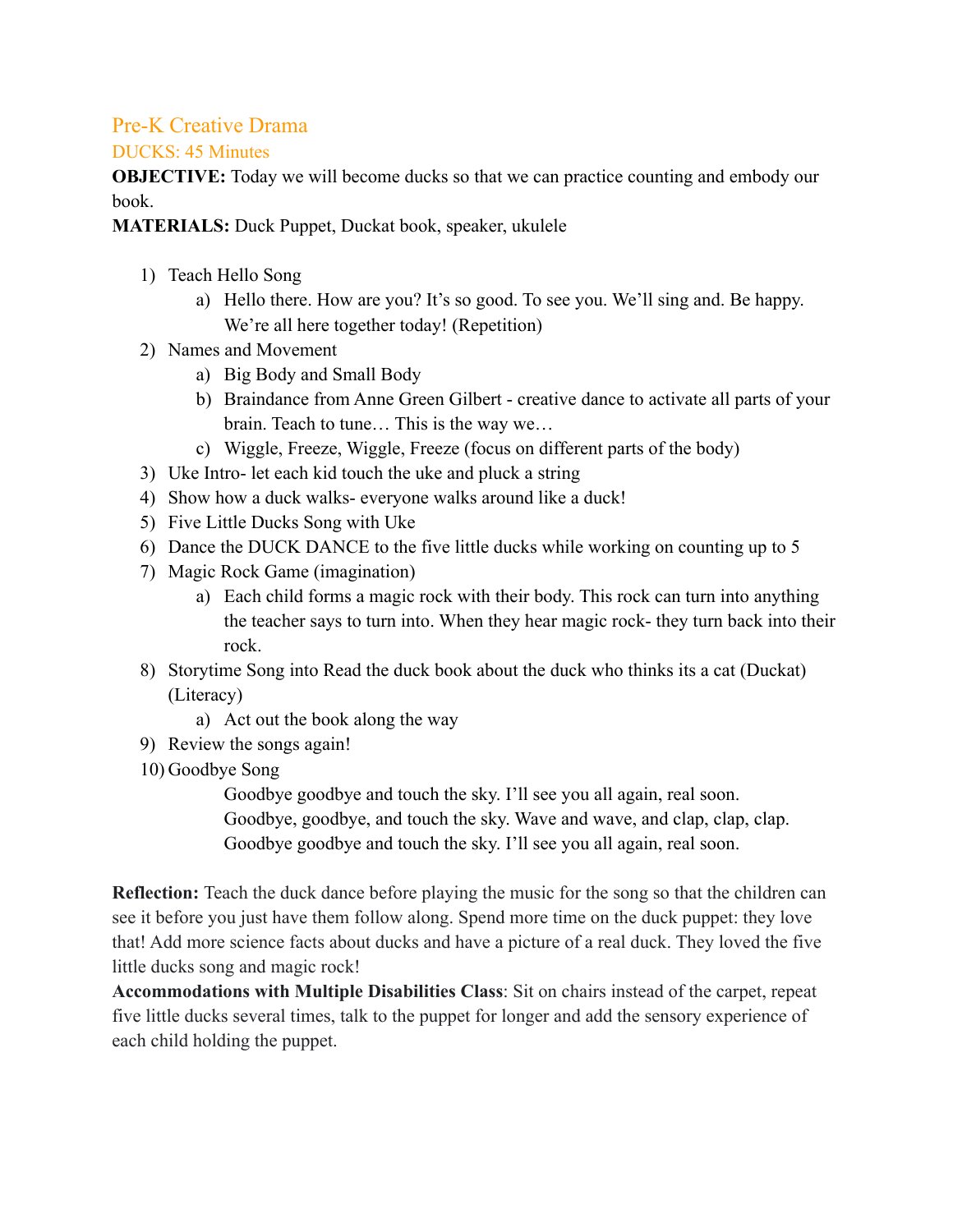# Pre-K Creative Drama

## DUCKS: 45 Minutes

**OBJECTIVE:** Today we will become ducks so that we can practice counting and embody our book.

**MATERIALS:** Duck Puppet, Duckat book, speaker, ukulele

1) Teach Hello Song
   a) Hello there. How are you? It's so good. To see you. We'll sing and. Be happy. We're all here together today! (Repetition)
2) Names and Movement
   a) Big Body and Small Body
   b) Braindance from Anne Green Gilbert - creative dance to activate all parts of your brain. Teach to tune… This is the way we…
   c) Wiggle, Freeze, Wiggle, Freeze (focus on different parts of the body)
3) Uke Intro- let each kid touch the uke and pluck a string
4) Show how a duck walks- everyone walks around like a duck!
5) Five Little Ducks Song with Uke
6) Dance the DUCK DANCE to the five little ducks while working on counting up to 5
7) Magic Rock Game (imagination)
   a) Each child forms a magic rock with their body. This rock can turn into anything the teacher says to turn into. When they hear magic rock- they turn back into their rock.
8) Storytime Song into Read the duck book about the duck who thinks its a cat (Duckat) (Literacy)
   a) Act out the book along the way
9) Review the songs again!
10) Goodbye Song

    Goodbye goodbye and touch the sky. I'll see you all again, real soon.
    Goodbye, goodbye, and touch the sky. Wave and wave, and clap, clap, clap.
    Goodbye goodbye and touch the sky. I'll see you all again, real soon.

**Reflection:** Teach the duck dance before playing the music for the song so that the children can see it before you just have them follow along. Spend more time on the duck puppet: they love that! Add more science facts about ducks and have a picture of a real duck. They loved the five little ducks song and magic rock!

**Accommodations with Multiple Disabilities Class**: Sit on chairs instead of the carpet, repeat five little ducks several times, talk to the puppet for longer and add the sensory experience of each child holding the puppet.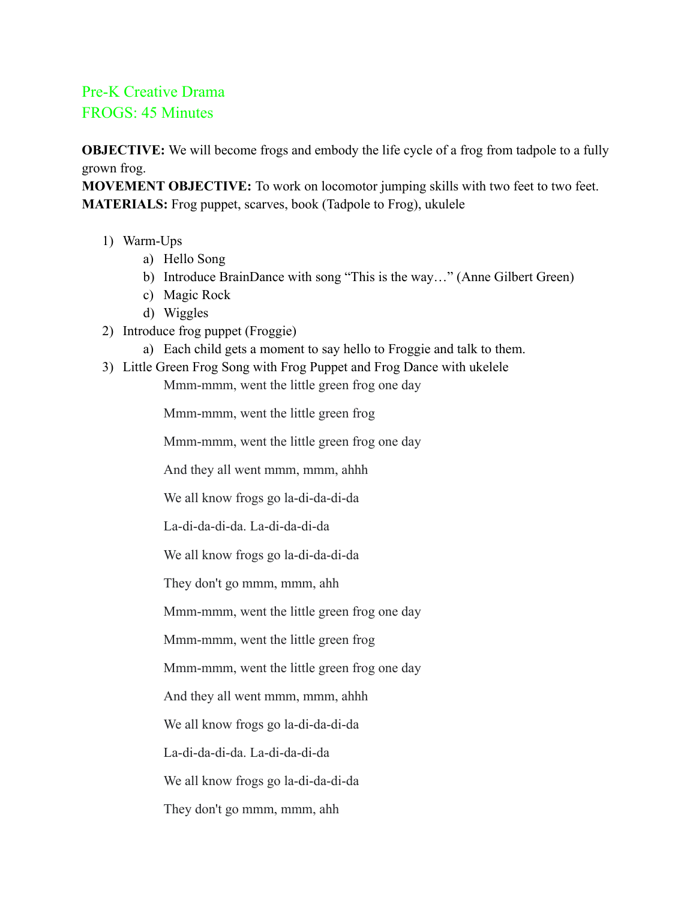# Pre-K Creative Drama
## FROGS: 45 Minutes

**OBJECTIVE:** We will become frogs and embody the life cycle of a frog from tadpole to a fully grown frog.
**MOVEMENT OBJECTIVE:** To work on locomotor jumping skills with two feet to two feet.
**MATERIALS:** Frog puppet, scarves, book (Tadpole to Frog), ukulele

1) Warm-Ups
   a) Hello Song
   b) Introduce BrainDance with song "This is the way…" (Anne Gilbert Green)
   c) Magic Rock
   d) Wiggles
2) Introduce frog puppet (Froggie)
   a) Each child gets a moment to say hello to Froggie and talk to them.
3) Little Green Frog Song with Frog Puppet and Frog Dance with ukelele

   Mmm-mmm, went the little green frog one day

   Mmm-mmm, went the little green frog

   Mmm-mmm, went the little green frog one day

   And they all went mmm, mmm, ahhh

   We all know frogs go la-di-da-di-da

   La-di-da-di-da. La-di-da-di-da

   We all know frogs go la-di-da-di-da

   They don't go mmm, mmm, ahh

   Mmm-mmm, went the little green frog one day

   Mmm-mmm, went the little green frog

   Mmm-mmm, went the little green frog one day

   And they all went mmm, mmm, ahhh

   We all know frogs go la-di-da-di-da

   La-di-da-di-da. La-di-da-di-da

   We all know frogs go la-di-da-di-da

   They don't go mmm, mmm, ahh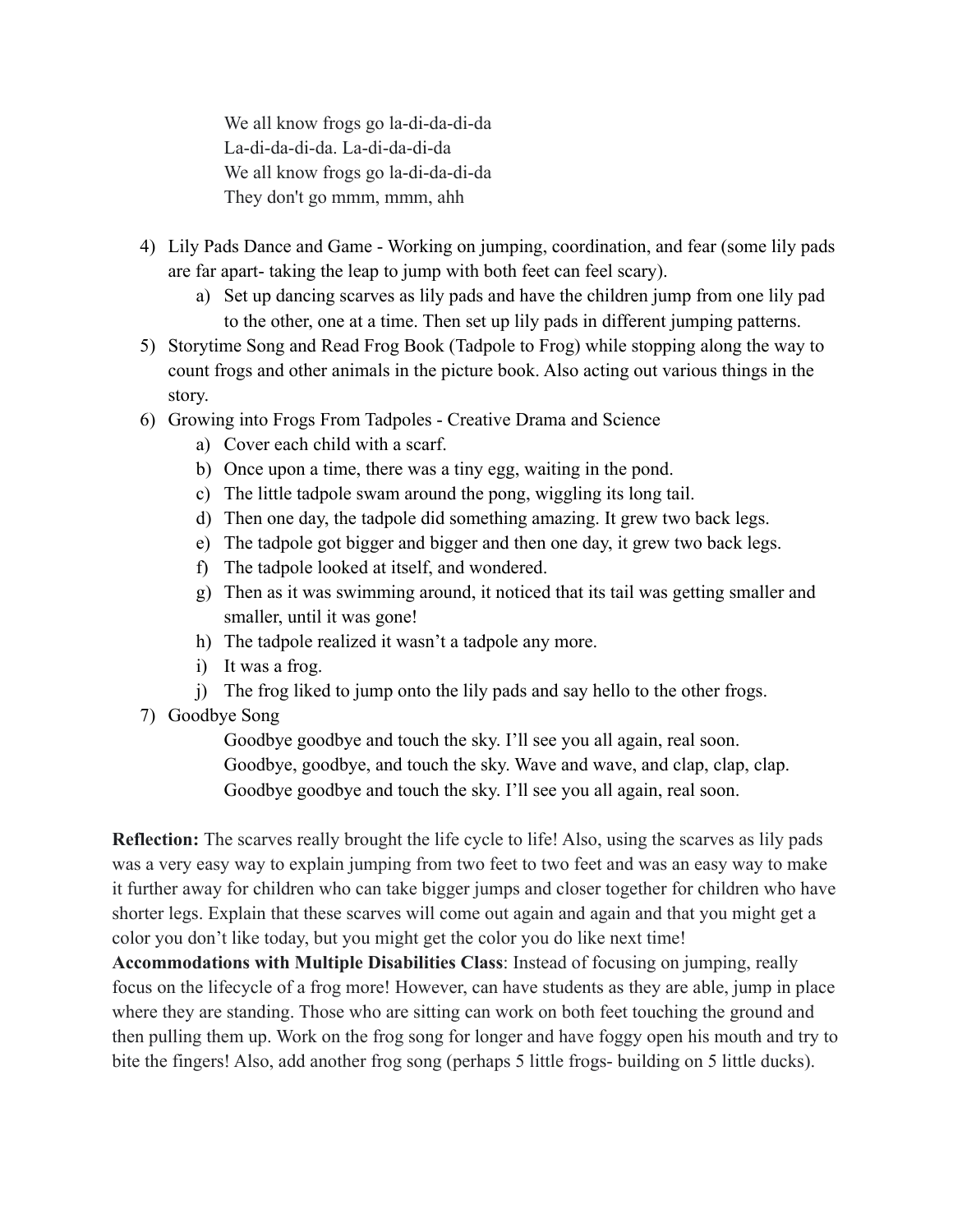We all know frogs go la-di-da-di-da  
La-di-da-di-da. La-di-da-di-da  
We all know frogs go la-di-da-di-da  
They don't go mmm, mmm, ahh

4) Lily Pads Dance and Game - Working on jumping, coordination, and fear (some lily pads are far apart- taking the leap to jump with both feet can feel scary).
    a) Set up dancing scarves as lily pads and have the children jump from one lily pad to the other, one at a time. Then set up lily pads in different jumping patterns.
5) Storytime Song and Read Frog Book (Tadpole to Frog) while stopping along the way to count frogs and other animals in the picture book. Also acting out various things in the story.
6) Growing into Frogs From Tadpoles - Creative Drama and Science
    a) Cover each child with a scarf.
    b) Once upon a time, there was a tiny egg, waiting in the pond.
    c) The little tadpole swam around the pong, wiggling its long tail.
    d) Then one day, the tadpole did something amazing. It grew two back legs.
    e) The tadpole got bigger and bigger and then one day, it grew two back legs.
    f) The tadpole looked at itself, and wondered.
    g) Then as it was swimming around, it noticed that its tail was getting smaller and smaller, until it was gone!
    h) The tadpole realized it wasn't a tadpole any more.
    i) It was a frog.
    j) The frog liked to jump onto the lily pads and say hello to the other frogs.
7) Goodbye Song

    Goodbye goodbye and touch the sky. I'll see you all again, real soon.  
    Goodbye, goodbye, and touch the sky. Wave and wave, and clap, clap, clap.  
    Goodbye goodbye and touch the sky. I'll see you all again, real soon.

**Reflection:** The scarves really brought the life cycle to life! Also, using the scarves as lily pads was a very easy way to explain jumping from two feet to two feet and was an easy way to make it further away for children who can take bigger jumps and closer together for children who have shorter legs. Explain that these scarves will come out again and again and that you might get a color you don't like today, but you might get the color you do like next time!

**Accommodations with Multiple Disabilities Class**: Instead of focusing on jumping, really focus on the lifecycle of a frog more! However, can have students as they are able, jump in place where they are standing. Those who are sitting can work on both feet touching the ground and then pulling them up. Work on the frog song for longer and have foggy open his mouth and try to bite the fingers! Also, add another frog song (perhaps 5 little frogs- building on 5 little ducks).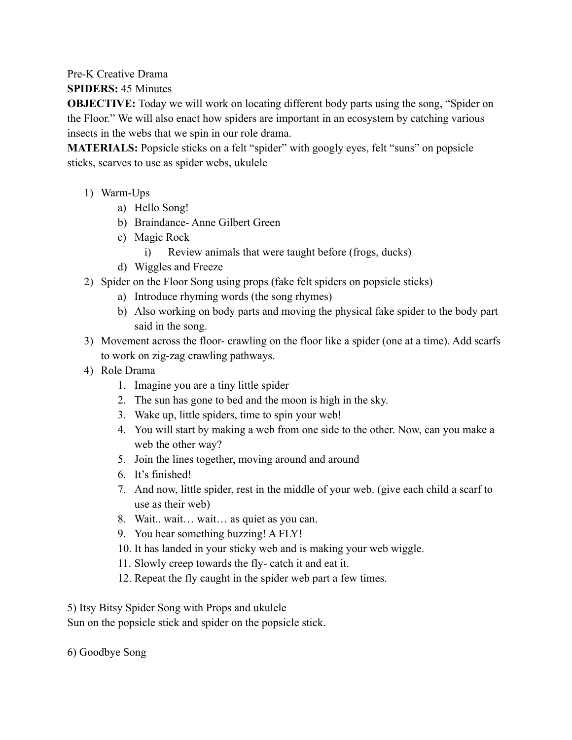Pre-K Creative Drama

**SPIDERS:** 45 Minutes

**OBJECTIVE:** Today we will work on locating different body parts using the song, "Spider on the Floor." We will also enact how spiders are important in an ecosystem by catching various insects in the webs that we spin in our role drama.

**MATERIALS:** Popsicle sticks on a felt "spider" with googly eyes, felt "suns" on popsicle sticks, scarves to use as spider webs, ukulele

1) Warm-Ups
    a) Hello Song!
    b) Braindance- Anne Gilbert Green
    c) Magic Rock
        i) Review animals that were taught before (frogs, ducks)
    d) Wiggles and Freeze
2) Spider on the Floor Song using props (fake felt spiders on popsicle sticks)
    a) Introduce rhyming words (the song rhymes)
    b) Also working on body parts and moving the physical fake spider to the body part said in the song.
3) Movement across the floor- crawling on the floor like a spider (one at a time). Add scarfs to work on zig-zag crawling pathways.
4) Role Drama
    1. Imagine you are a tiny little spider
    2. The sun has gone to bed and the moon is high in the sky.
    3. Wake up, little spiders, time to spin your web!
    4. You will start by making a web from one side to the other. Now, can you make a web the other way?
    5. Join the lines together, moving around and around
    6. It's finished!
    7. And now, little spider, rest in the middle of your web. (give each child a scarf to use as their web)
    8. Wait.. wait… wait… as quiet as you can.
    9. You hear something buzzing! A FLY!
    10. It has landed in your sticky web and is making your web wiggle.
    11. Slowly creep towards the fly- catch it and eat it.
    12. Repeat the fly caught in the spider web part a few times.

5) Itsy Bitsy Spider Song with Props and ukulele

Sun on the popsicle stick and spider on the popsicle stick.

6) Goodbye Song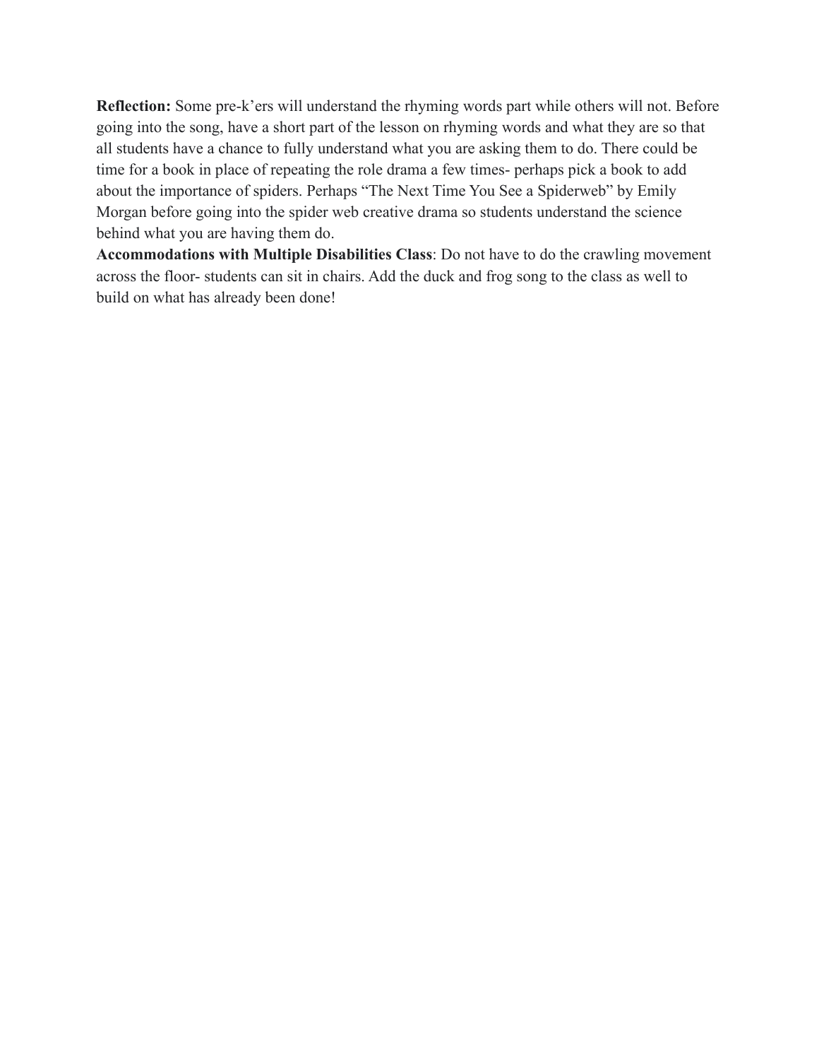**Reflection:** Some pre-k'ers will understand the rhyming words part while others will not. Before going into the song, have a short part of the lesson on rhyming words and what they are so that all students have a chance to fully understand what you are asking them to do. There could be time for a book in place of repeating the role drama a few times- perhaps pick a book to add about the importance of spiders. Perhaps "The Next Time You See a Spiderweb" by Emily Morgan before going into the spider web creative drama so students understand the science behind what you are having them do.

**Accommodations with Multiple Disabilities Class**: Do not have to do the crawling movement across the floor- students can sit in chairs. Add the duck and frog song to the class as well to build on what has already been done!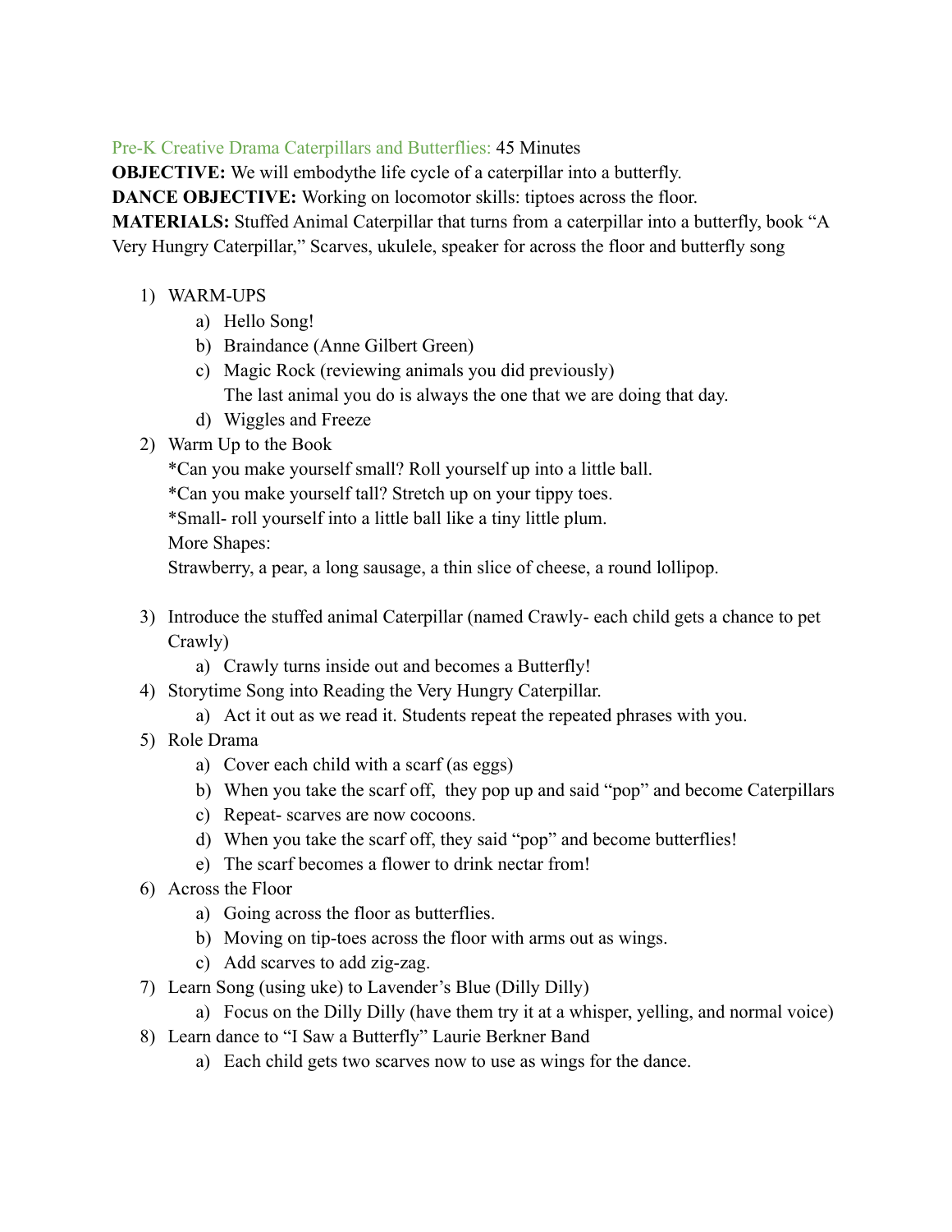Pre-K Creative Drama Caterpillars and Butterflies: 45 Minutes

**OBJECTIVE:** We will embodythe life cycle of a caterpillar into a butterfly.

**DANCE OBJECTIVE:** Working on locomotor skills: tiptoes across the floor.

**MATERIALS:** Stuffed Animal Caterpillar that turns from a caterpillar into a butterfly, book "A Very Hungry Caterpillar," Scarves, ukulele, speaker for across the floor and butterfly song

1) WARM-UPS
    a) Hello Song!
    b) Braindance (Anne Gilbert Green)
    c) Magic Rock (reviewing animals you did previously)
       The last animal you do is always the one that we are doing that day.
    d) Wiggles and Freeze
2) Warm Up to the Book
   *Can you make yourself small? Roll yourself up into a little ball.
   *Can you make yourself tall? Stretch up on your tippy toes.
   *Small- roll yourself into a little ball like a tiny little plum.
   More Shapes:
   Strawberry, a pear, a long sausage, a thin slice of cheese, a round lollipop.
3) Introduce the stuffed animal Caterpillar (named Crawly- each child gets a chance to pet Crawly)
    a) Crawly turns inside out and becomes a Butterfly!
4) Storytime Song into Reading the Very Hungry Caterpillar.
    a) Act it out as we read it. Students repeat the repeated phrases with you.
5) Role Drama
    a) Cover each child with a scarf (as eggs)
    b) When you take the scarf off, they pop up and said "pop" and become Caterpillars
    c) Repeat- scarves are now cocoons.
    d) When you take the scarf off, they said "pop" and become butterflies!
    e) The scarf becomes a flower to drink nectar from!
6) Across the Floor
    a) Going across the floor as butterflies.
    b) Moving on tip-toes across the floor with arms out as wings.
    c) Add scarves to add zig-zag.
7) Learn Song (using uke) to Lavender's Blue (Dilly Dilly)
    a) Focus on the Dilly Dilly (have them try it at a whisper, yelling, and normal voice)
8) Learn dance to "I Saw a Butterfly" Laurie Berkner Band
    a) Each child gets two scarves now to use as wings for the dance.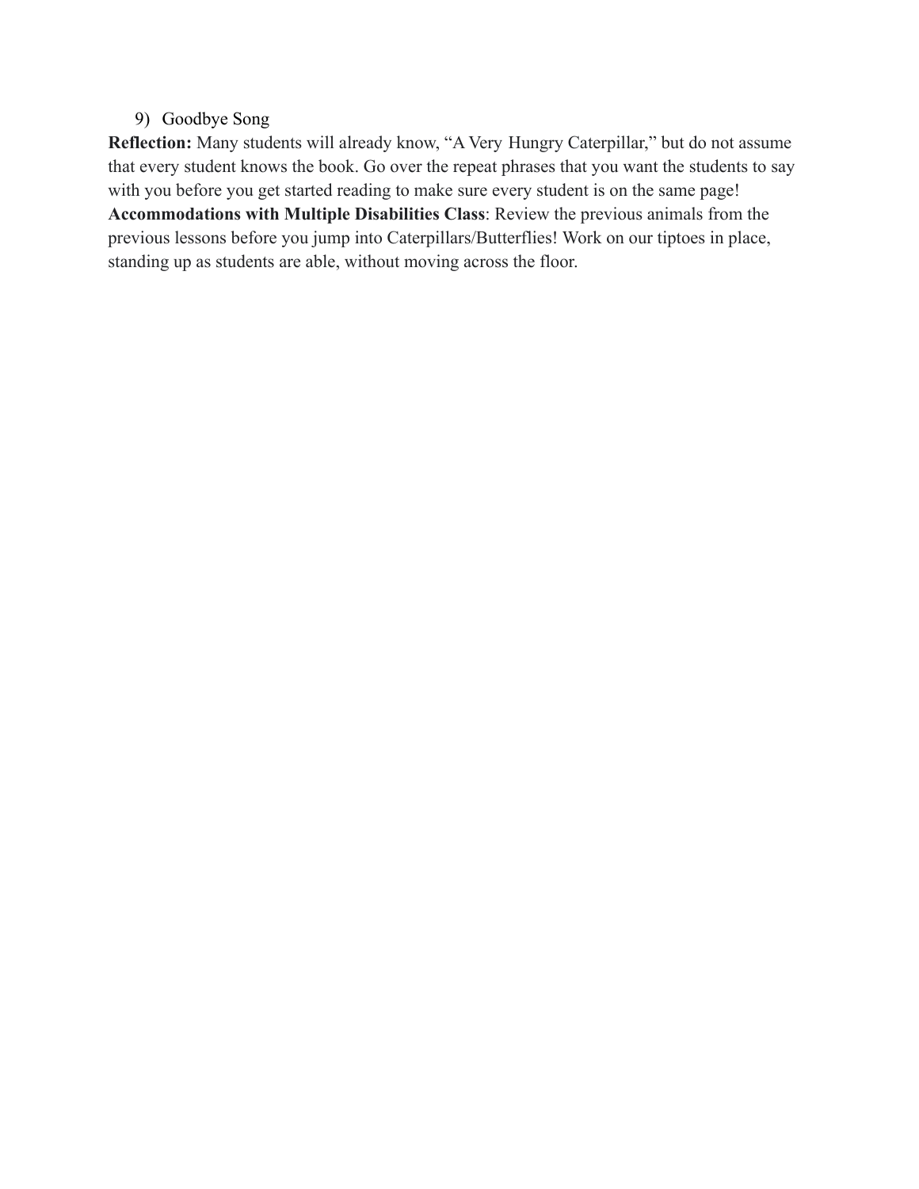9) Goodbye Song

**Reflection:** Many students will already know, "A Very Hungry Caterpillar," but do not assume that every student knows the book. Go over the repeat phrases that you want the students to say with you before you get started reading to make sure every student is on the same page!

**Accommodations with Multiple Disabilities Class**: Review the previous animals from the previous lessons before you jump into Caterpillars/Butterflies! Work on our tiptoes in place, standing up as students are able, without moving across the floor.